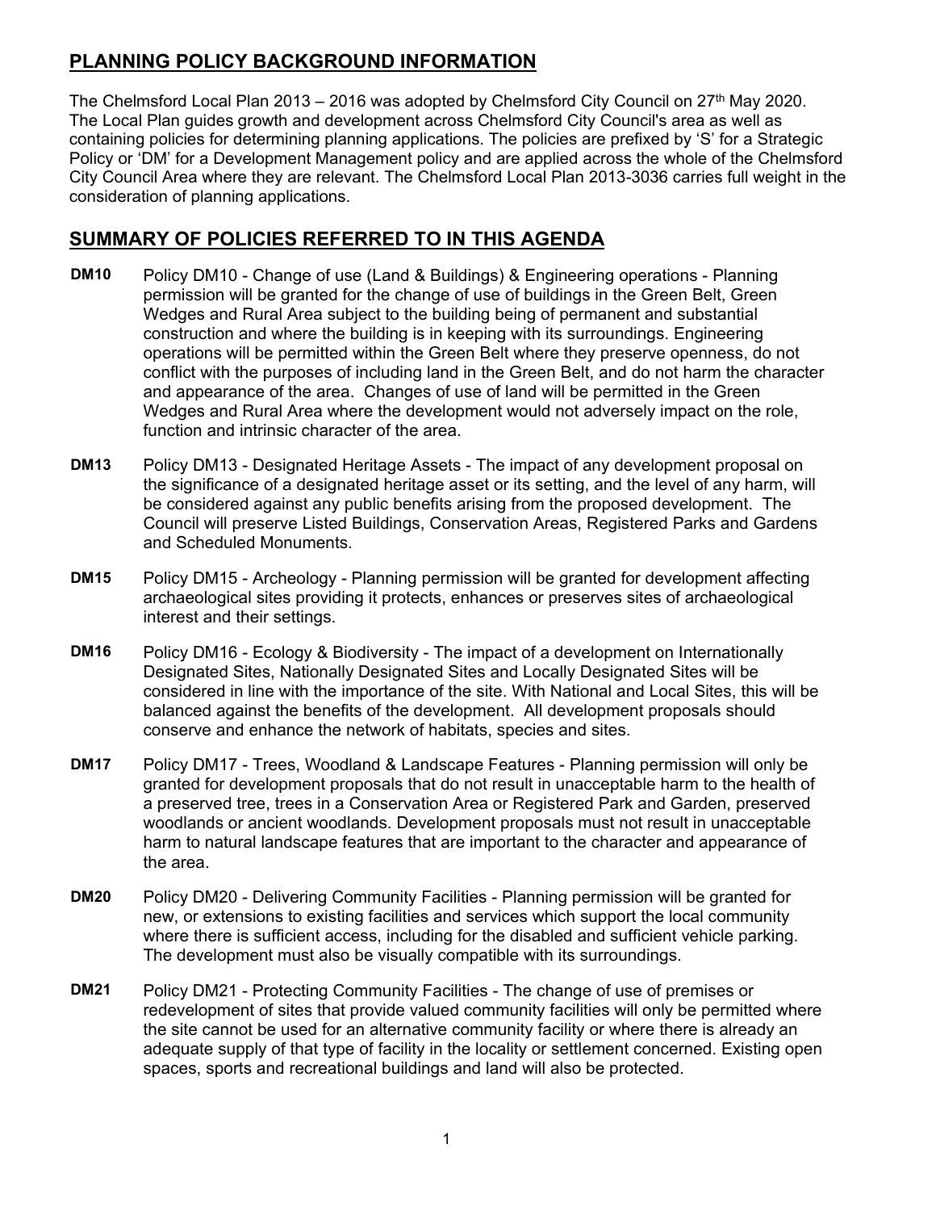## PLANNING POLICY BACKGROUND INFORMATION

The Chelmsford Local Plan 2013 – 2016 was adopted by Chelmsford City Council on 27th May 2020. The Local Plan guides growth and development across Chelmsford City Council's area as well as containing policies for determining planning applications. The policies are prefixed by 'S' for a Strategic Policy or 'DM' for a Development Management policy and are applied across the whole of the Chelmsford City Council Area where they are relevant. The Chelmsford Local Plan 2013-3036 carries full weight in the consideration of planning applications.

## SUMMARY OF POLICIES REFERRED TO IN THIS AGENDA

**DM10** Policy DM10 - Change of use (Land & Buildings) & Engineering operations - Planning permission will be granted for the change of use of buildings in the Green Belt, Green Wedges and Rural Area subject to the building being of permanent and substantial construction and where the building is in keeping with its surroundings. Engineering operations will be permitted within the Green Belt where they preserve openness, do not conflict with the purposes of including land in the Green Belt, and do not harm the character and appearance of the area. Changes of use of land will be permitted in the Green Wedges and Rural Area where the development would not adversely impact on the role, function and intrinsic character of the area.

**DM13** Policy DM13 - Designated Heritage Assets - The impact of any development proposal on the significance of a designated heritage asset or its setting, and the level of any harm, will be considered against any public benefits arising from the proposed development. The Council will preserve Listed Buildings, Conservation Areas, Registered Parks and Gardens and Scheduled Monuments.

**DM15** Policy DM15 - Archeology - Planning permission will be granted for development affecting archaeological sites providing it protects, enhances or preserves sites of archaeological interest and their settings.

**DM16** Policy DM16 - Ecology & Biodiversity - The impact of a development on Internationally Designated Sites, Nationally Designated Sites and Locally Designated Sites will be considered in line with the importance of the site. With National and Local Sites, this will be balanced against the benefits of the development. All development proposals should conserve and enhance the network of habitats, species and sites.

**DM17** Policy DM17 - Trees, Woodland & Landscape Features - Planning permission will only be granted for development proposals that do not result in unacceptable harm to the health of a preserved tree, trees in a Conservation Area or Registered Park and Garden, preserved woodlands or ancient woodlands. Development proposals must not result in unacceptable harm to natural landscape features that are important to the character and appearance of the area.

**DM20** Policy DM20 - Delivering Community Facilities - Planning permission will be granted for new, or extensions to existing facilities and services which support the local community where there is sufficient access, including for the disabled and sufficient vehicle parking. The development must also be visually compatible with its surroundings.

**DM21** Policy DM21 - Protecting Community Facilities - The change of use of premises or redevelopment of sites that provide valued community facilities will only be permitted where the site cannot be used for an alternative community facility or where there is already an adequate supply of that type of facility in the locality or settlement concerned. Existing open spaces, sports and recreational buildings and land will also be protected.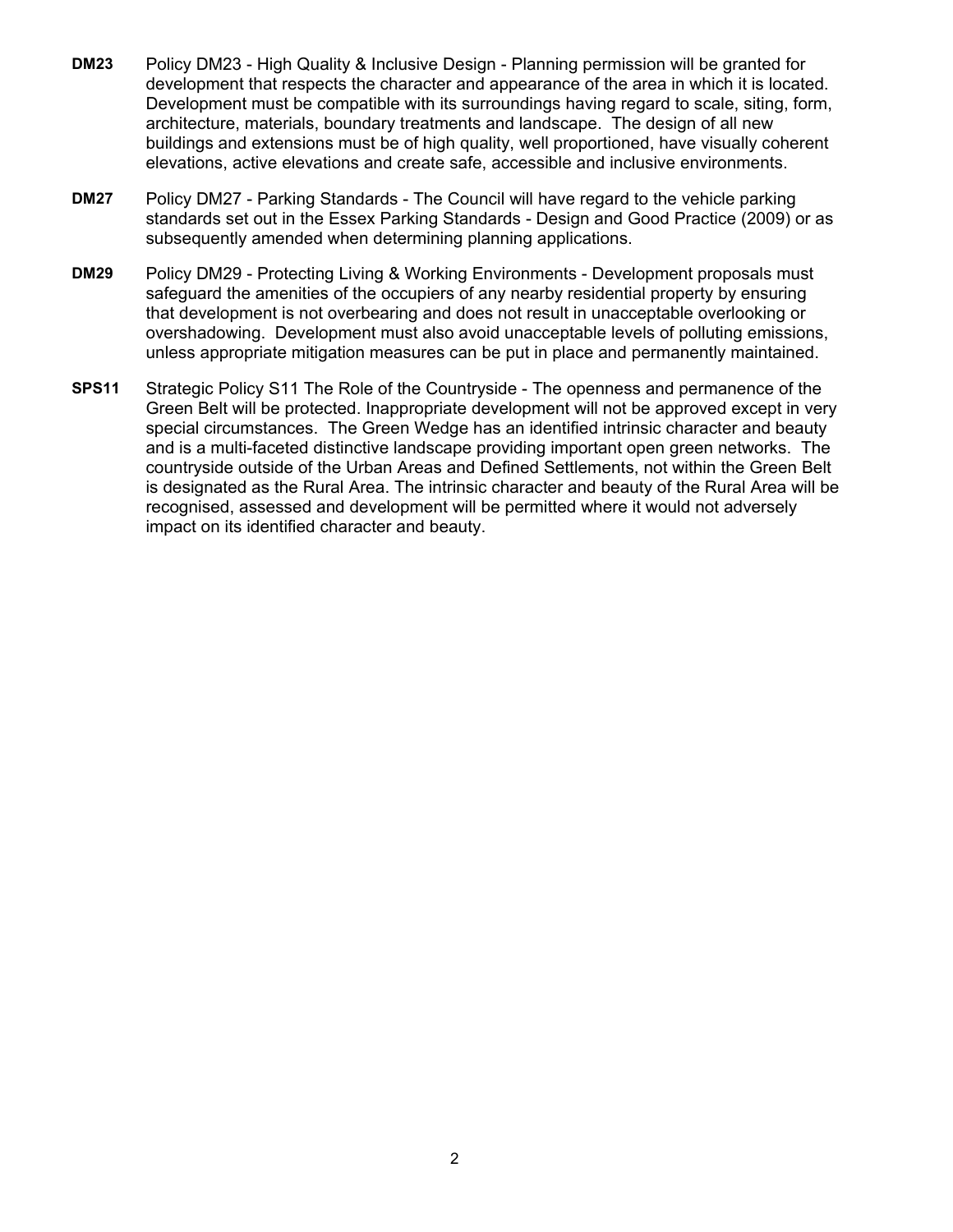**DM23** Policy DM23 - High Quality & Inclusive Design - Planning permission will be granted for development that respects the character and appearance of the area in which it is located. Development must be compatible with its surroundings having regard to scale, siting, form, architecture, materials, boundary treatments and landscape. The design of all new buildings and extensions must be of high quality, well proportioned, have visually coherent elevations, active elevations and create safe, accessible and inclusive environments.

**DM27** Policy DM27 - Parking Standards - The Council will have regard to the vehicle parking standards set out in the Essex Parking Standards - Design and Good Practice (2009) or as subsequently amended when determining planning applications.

**DM29** Policy DM29 - Protecting Living & Working Environments - Development proposals must safeguard the amenities of the occupiers of any nearby residential property by ensuring that development is not overbearing and does not result in unacceptable overlooking or overshadowing. Development must also avoid unacceptable levels of polluting emissions, unless appropriate mitigation measures can be put in place and permanently maintained.

**SPS11** Strategic Policy S11 The Role of the Countryside - The openness and permanence of the Green Belt will be protected. Inappropriate development will not be approved except in very special circumstances. The Green Wedge has an identified intrinsic character and beauty and is a multi-faceted distinctive landscape providing important open green networks. The countryside outside of the Urban Areas and Defined Settlements, not within the Green Belt is designated as the Rural Area. The intrinsic character and beauty of the Rural Area will be recognised, assessed and development will be permitted where it would not adversely impact on its identified character and beauty.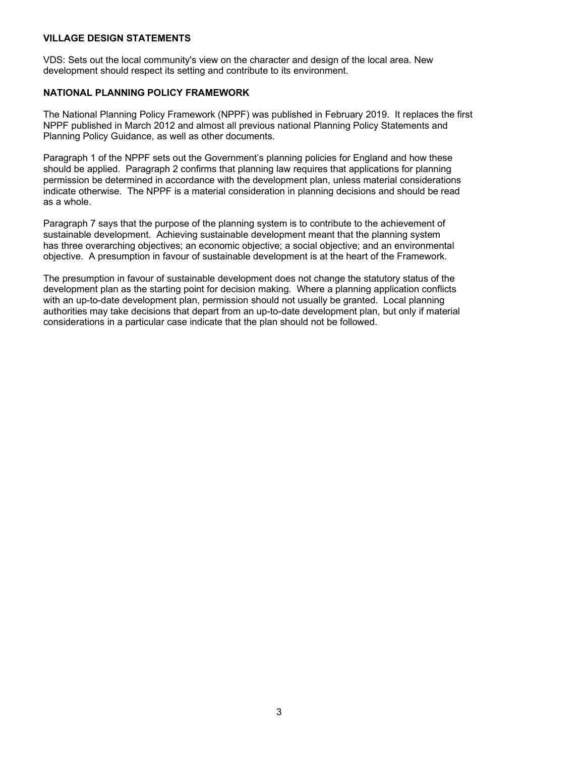## VILLAGE DESIGN STATEMENTS

VDS: Sets out the local community's view on the character and design of the local area. New development should respect its setting and contribute to its environment.

## NATIONAL PLANNING POLICY FRAMEWORK

The National Planning Policy Framework (NPPF) was published in February 2019. It replaces the first NPPF published in March 2012 and almost all previous national Planning Policy Statements and Planning Policy Guidance, as well as other documents.

Paragraph 1 of the NPPF sets out the Government's planning policies for England and how these should be applied. Paragraph 2 confirms that planning law requires that applications for planning permission be determined in accordance with the development plan, unless material considerations indicate otherwise. The NPPF is a material consideration in planning decisions and should be read as a whole.

Paragraph 7 says that the purpose of the planning system is to contribute to the achievement of sustainable development. Achieving sustainable development meant that the planning system has three overarching objectives; an economic objective; a social objective; and an environmental objective. A presumption in favour of sustainable development is at the heart of the Framework.

The presumption in favour of sustainable development does not change the statutory status of the development plan as the starting point for decision making. Where a planning application conflicts with an up-to-date development plan, permission should not usually be granted. Local planning authorities may take decisions that depart from an up-to-date development plan, but only if material considerations in a particular case indicate that the plan should not be followed.